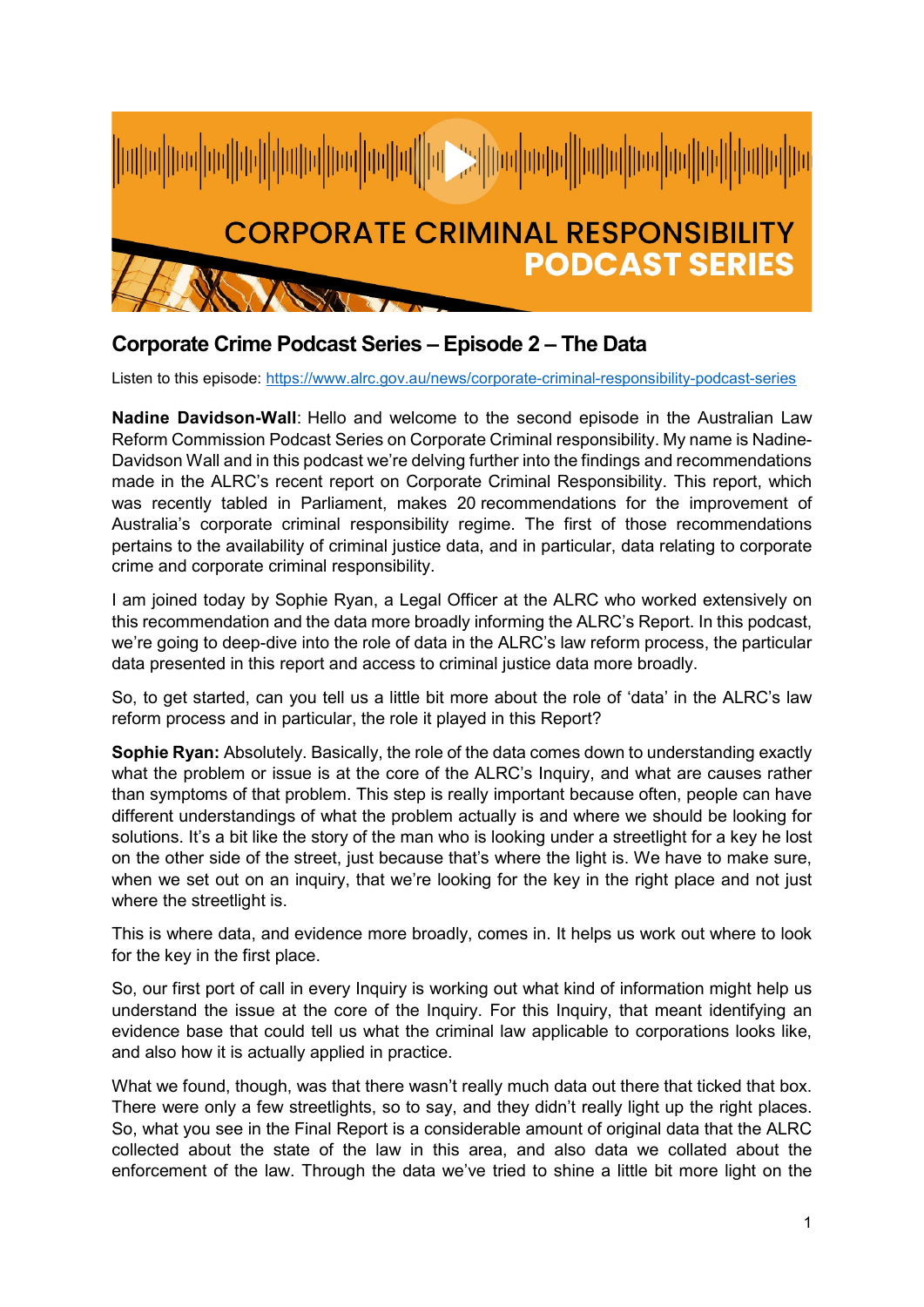CORPORATE CRIMINAL RESPONSIBILITY **PODCAST SERIES**

## Corporate Crime Podcast Series – Episode 2 – The Data

Listen to this episode: https://www.alrc.gov.au/news/corporate-criminal-responsibility-podcast-series

**Nadine Davidson-Wall**: Hello and welcome to the second episode in the Australian Law Reform Commission Podcast Series on Corporate Criminal responsibility. My name is Nadine-Davidson Wall and in this podcast we're delving further into the findings and recommendations made in the ALRC's recent report on Corporate Criminal Responsibility. This report, which was recently tabled in Parliament, makes 20 recommendations for the improvement of Australia's corporate criminal responsibility regime. The first of those recommendations pertains to the availability of criminal justice data, and in particular, data relating to corporate crime and corporate criminal responsibility.

I am joined today by Sophie Ryan, a Legal Officer at the ALRC who worked extensively on this recommendation and the data more broadly informing the ALRC's Report. In this podcast, we're going to deep-dive into the role of data in the ALRC's law reform process, the particular data presented in this report and access to criminal justice data more broadly.

So, to get started, can you tell us a little bit more about the role of 'data' in the ALRC's law reform process and in particular, the role it played in this Report?

**Sophie Ryan:** Absolutely. Basically, the role of the data comes down to understanding exactly what the problem or issue is at the core of the ALRC's Inquiry, and what are causes rather than symptoms of that problem. This step is really important because often, people can have different understandings of what the problem actually is and where we should be looking for solutions. It's a bit like the story of the man who is looking under a streetlight for a key he lost on the other side of the street, just because that's where the light is. We have to make sure, when we set out on an inquiry, that we're looking for the key in the right place and not just where the streetlight is.

This is where data, and evidence more broadly, comes in. It helps us work out where to look for the key in the first place.

So, our first port of call in every Inquiry is working out what kind of information might help us understand the issue at the core of the Inquiry. For this Inquiry, that meant identifying an evidence base that could tell us what the criminal law applicable to corporations looks like, and also how it is actually applied in practice.

What we found, though, was that there wasn't really much data out there that ticked that box. There were only a few streetlights, so to say, and they didn't really light up the right places. So, what you see in the Final Report is a considerable amount of original data that the ALRC collected about the state of the law in this area, and also data we collated about the enforcement of the law. Through the data we've tried to shine a little bit more light on the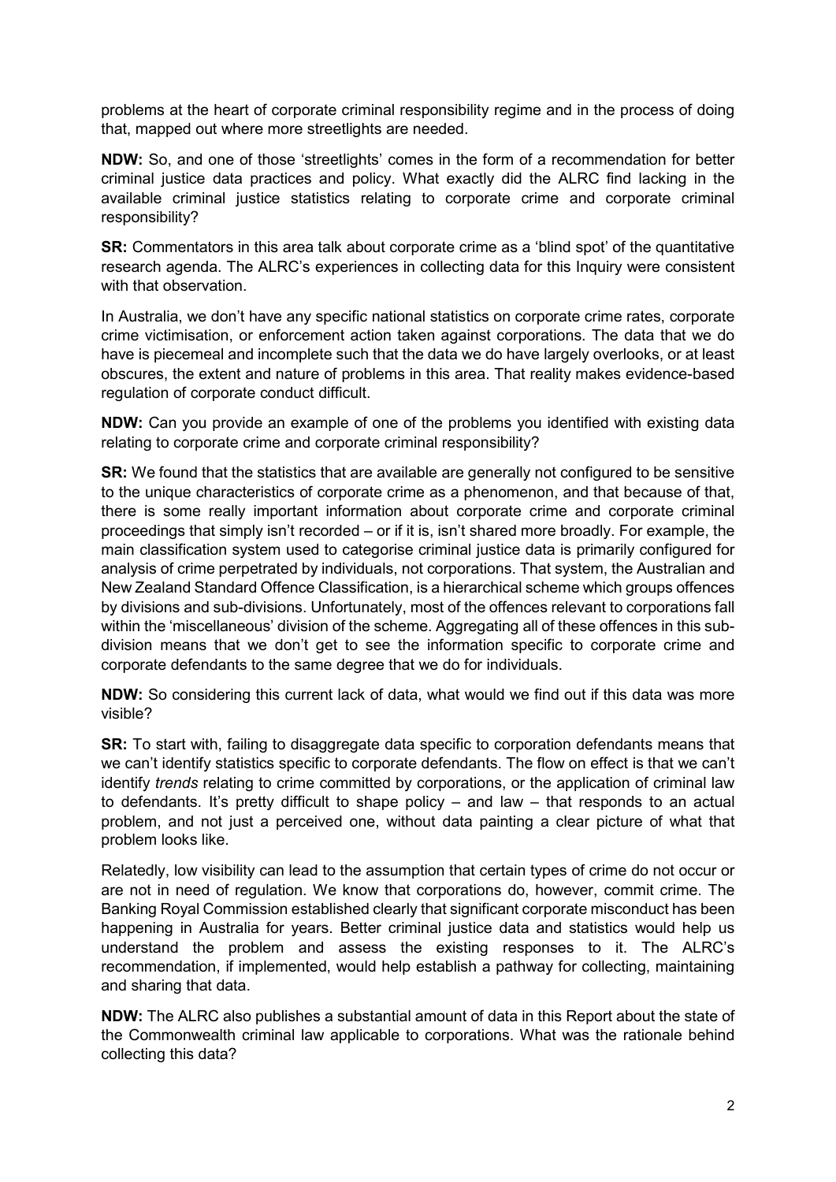problems at the heart of corporate criminal responsibility regime and in the process of doing that, mapped out where more streetlights are needed.

**NDW:** So, and one of those 'streetlights' comes in the form of a recommendation for better criminal justice data practices and policy. What exactly did the ALRC find lacking in the available criminal justice statistics relating to corporate crime and corporate criminal responsibility?

**SR:** Commentators in this area talk about corporate crime as a 'blind spot' of the quantitative research agenda. The ALRC's experiences in collecting data for this Inquiry were consistent with that observation.

In Australia, we don't have any specific national statistics on corporate crime rates, corporate crime victimisation, or enforcement action taken against corporations. The data that we do have is piecemeal and incomplete such that the data we do have largely overlooks, or at least obscures, the extent and nature of problems in this area. That reality makes evidence-based regulation of corporate conduct difficult.

**NDW:** Can you provide an example of one of the problems you identified with existing data relating to corporate crime and corporate criminal responsibility?

**SR:** We found that the statistics that are available are generally not configured to be sensitive to the unique characteristics of corporate crime as a phenomenon, and that because of that, there is some really important information about corporate crime and corporate criminal proceedings that simply isn't recorded – or if it is, isn't shared more broadly. For example, the main classification system used to categorise criminal justice data is primarily configured for analysis of crime perpetrated by individuals, not corporations. That system, the Australian and New Zealand Standard Offence Classification, is a hierarchical scheme which groups offences by divisions and sub-divisions. Unfortunately, most of the offences relevant to corporations fall within the 'miscellaneous' division of the scheme. Aggregating all of these offences in this sub-division means that we don't get to see the information specific to corporate crime and corporate defendants to the same degree that we do for individuals.

**NDW:** So considering this current lack of data, what would we find out if this data was more visible?

**SR:** To start with, failing to disaggregate data specific to corporation defendants means that we can't identify statistics specific to corporate defendants. The flow on effect is that we can't identify *trends* relating to crime committed by corporations, or the application of criminal law to defendants. It's pretty difficult to shape policy – and law – that responds to an actual problem, and not just a perceived one, without data painting a clear picture of what that problem looks like.

Relatedly, low visibility can lead to the assumption that certain types of crime do not occur or are not in need of regulation. We know that corporations do, however, commit crime. The Banking Royal Commission established clearly that significant corporate misconduct has been happening in Australia for years. Better criminal justice data and statistics would help us understand the problem and assess the existing responses to it. The ALRC's recommendation, if implemented, would help establish a pathway for collecting, maintaining and sharing that data.

**NDW:** The ALRC also publishes a substantial amount of data in this Report about the state of the Commonwealth criminal law applicable to corporations. What was the rationale behind collecting this data?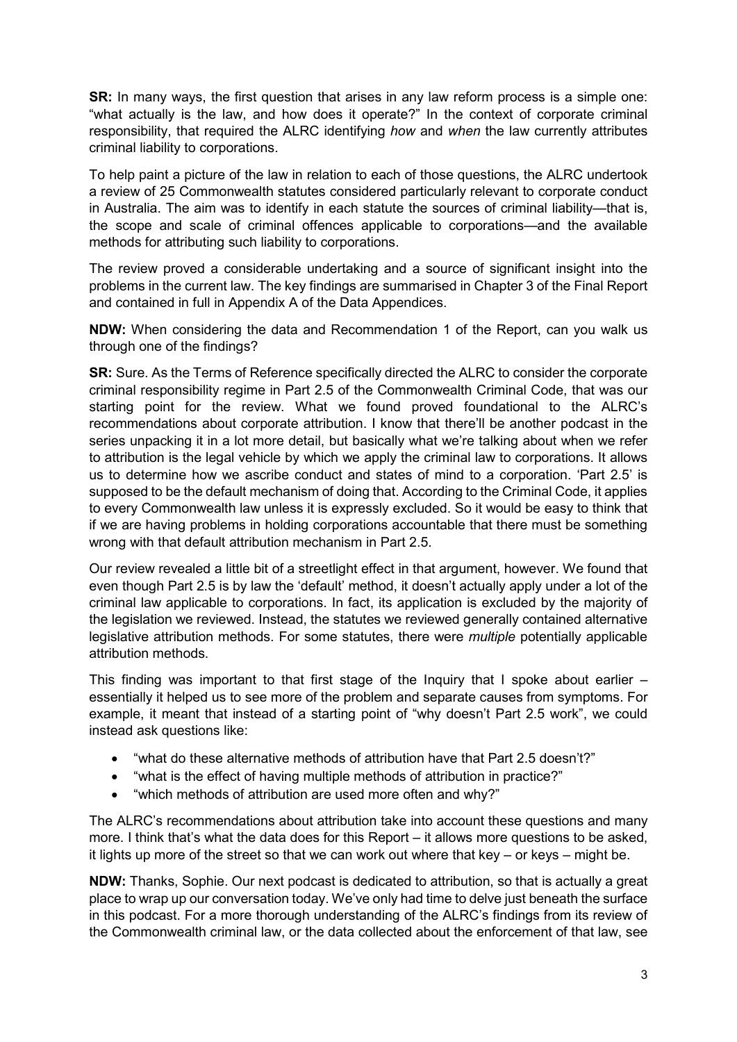**SR:** In many ways, the first question that arises in any law reform process is a simple one: "what actually is the law, and how does it operate?" In the context of corporate criminal responsibility, that required the ALRC identifying *how* and *when* the law currently attributes criminal liability to corporations.

To help paint a picture of the law in relation to each of those questions, the ALRC undertook a review of 25 Commonwealth statutes considered particularly relevant to corporate conduct in Australia. The aim was to identify in each statute the sources of criminal liability—that is, the scope and scale of criminal offences applicable to corporations—and the available methods for attributing such liability to corporations.

The review proved a considerable undertaking and a source of significant insight into the problems in the current law. The key findings are summarised in Chapter 3 of the Final Report and contained in full in Appendix A of the Data Appendices.

**NDW:** When considering the data and Recommendation 1 of the Report, can you walk us through one of the findings?

**SR:** Sure. As the Terms of Reference specifically directed the ALRC to consider the corporate criminal responsibility regime in Part 2.5 of the Commonwealth Criminal Code, that was our starting point for the review. What we found proved foundational to the ALRC's recommendations about corporate attribution. I know that there'll be another podcast in the series unpacking it in a lot more detail, but basically what we're talking about when we refer to attribution is the legal vehicle by which we apply the criminal law to corporations. It allows us to determine how we ascribe conduct and states of mind to a corporation. 'Part 2.5' is supposed to be the default mechanism of doing that. According to the Criminal Code, it applies to every Commonwealth law unless it is expressly excluded. So it would be easy to think that if we are having problems in holding corporations accountable that there must be something wrong with that default attribution mechanism in Part 2.5.

Our review revealed a little bit of a streetlight effect in that argument, however. We found that even though Part 2.5 is by law the 'default' method, it doesn't actually apply under a lot of the criminal law applicable to corporations. In fact, its application is excluded by the majority of the legislation we reviewed. Instead, the statutes we reviewed generally contained alternative legislative attribution methods. For some statutes, there were *multiple* potentially applicable attribution methods.

This finding was important to that first stage of the Inquiry that I spoke about earlier – essentially it helped us to see more of the problem and separate causes from symptoms. For example, it meant that instead of a starting point of "why doesn't Part 2.5 work", we could instead ask questions like:

- "what do these alternative methods of attribution have that Part 2.5 doesn't?"
- "what is the effect of having multiple methods of attribution in practice?"
- "which methods of attribution are used more often and why?"

The ALRC's recommendations about attribution take into account these questions and many more. I think that's what the data does for this Report – it allows more questions to be asked, it lights up more of the street so that we can work out where that key – or keys – might be.

**NDW:** Thanks, Sophie. Our next podcast is dedicated to attribution, so that is actually a great place to wrap up our conversation today. We've only had time to delve just beneath the surface in this podcast. For a more thorough understanding of the ALRC's findings from its review of the Commonwealth criminal law, or the data collected about the enforcement of that law, see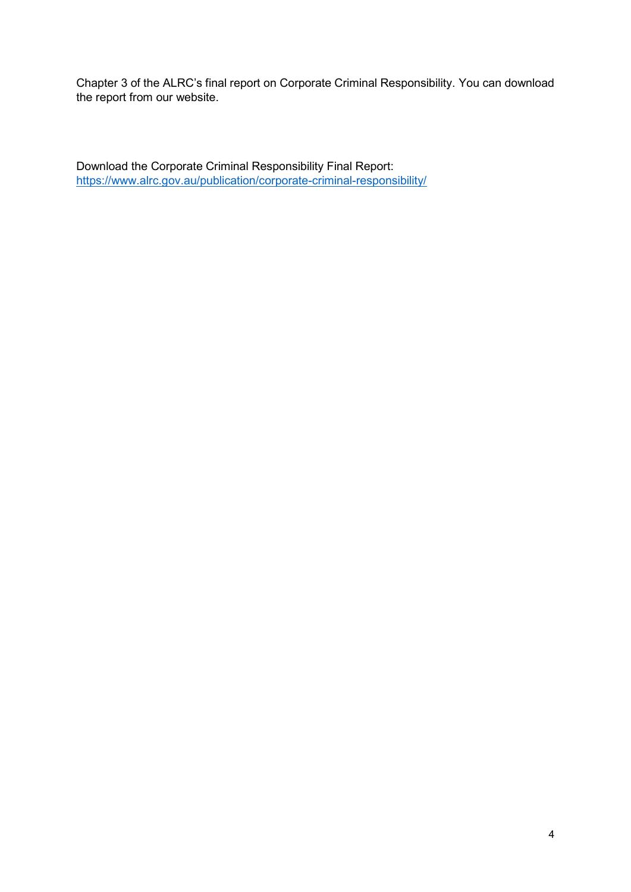Chapter 3 of the ALRC's final report on Corporate Criminal Responsibility. You can download the report from our website.

Download the Corporate Criminal Responsibility Final Report:
https://www.alrc.gov.au/publication/corporate-criminal-responsibility/